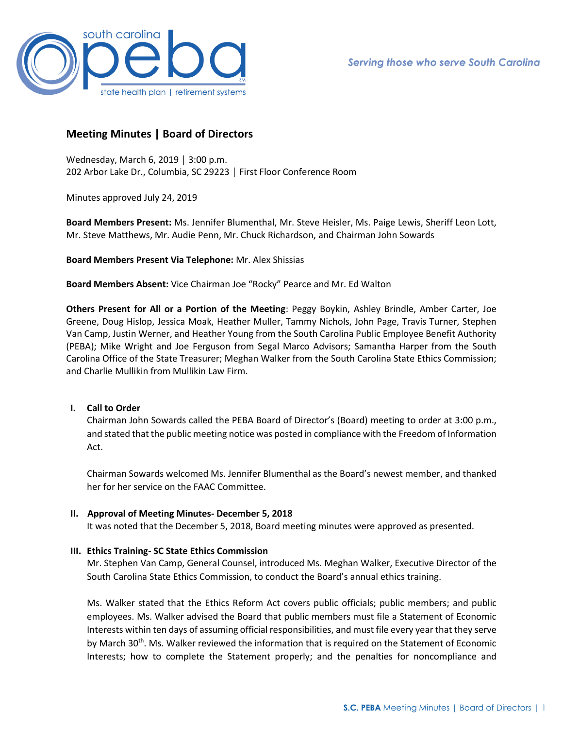# Meeting Minutes | Board of Directors

Wednesday, March 6, 2019 │ 3:00 p.m.
202 Arbor Lake Dr., Columbia, SC 29223 │ First Floor Conference Room

Minutes approved July 24, 2019

**Board Members Present:** Ms. Jennifer Blumenthal, Mr. Steve Heisler, Ms. Paige Lewis, Sheriff Leon Lott, Mr. Steve Matthews, Mr. Audie Penn, Mr. Chuck Richardson, and Chairman John Sowards

**Board Members Present Via Telephone:** Mr. Alex Shissias

**Board Members Absent:** Vice Chairman Joe "Rocky" Pearce and Mr. Ed Walton

**Others Present for All or a Portion of the Meeting**: Peggy Boykin, Ashley Brindle, Amber Carter, Joe Greene, Doug Hislop, Jessica Moak, Heather Muller, Tammy Nichols, John Page, Travis Turner, Stephen Van Camp, Justin Werner, and Heather Young from the South Carolina Public Employee Benefit Authority (PEBA); Mike Wright and Joe Ferguson from Segal Marco Advisors; Samantha Harper from the South Carolina Office of the State Treasurer; Meghan Walker from the South Carolina State Ethics Commission; and Charlie Mullikin from Mullikin Law Firm.

## I. Call to Order

Chairman John Sowards called the PEBA Board of Director's (Board) meeting to order at 3:00 p.m., and stated that the public meeting notice was posted in compliance with the Freedom of Information Act.

Chairman Sowards welcomed Ms. Jennifer Blumenthal as the Board's newest member, and thanked her for her service on the FAAC Committee.

## II. Approval of Meeting Minutes- December 5, 2018

It was noted that the December 5, 2018, Board meeting minutes were approved as presented.

## III. Ethics Training- SC State Ethics Commission

Mr. Stephen Van Camp, General Counsel, introduced Ms. Meghan Walker, Executive Director of the South Carolina State Ethics Commission, to conduct the Board's annual ethics training.

Ms. Walker stated that the Ethics Reform Act covers public officials; public members; and public employees. Ms. Walker advised the Board that public members must file a Statement of Economic Interests within ten days of assuming official responsibilities, and must file every year that they serve by March 30th. Ms. Walker reviewed the information that is required on the Statement of Economic Interests; how to complete the Statement properly; and the penalties for noncompliance and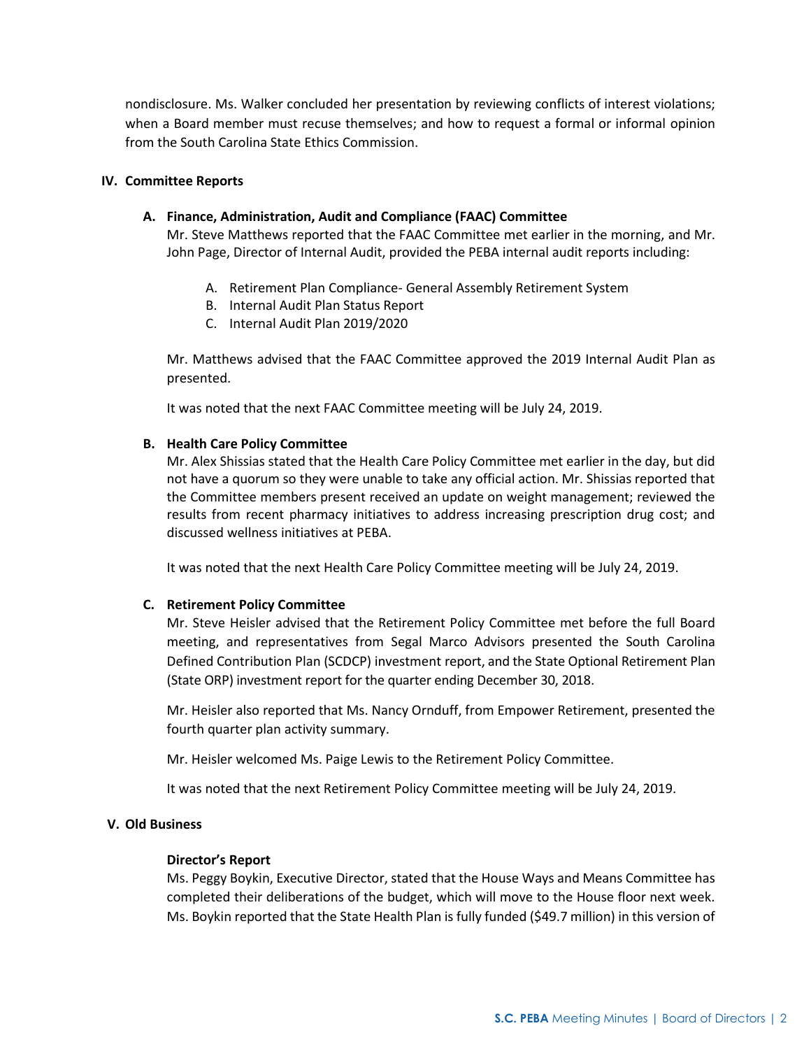nondisclosure. Ms. Walker concluded her presentation by reviewing conflicts of interest violations; when a Board member must recuse themselves; and how to request a formal or informal opinion from the South Carolina State Ethics Commission.

## IV. Committee Reports

### A. Finance, Administration, Audit and Compliance (FAAC) Committee

Mr. Steve Matthews reported that the FAAC Committee met earlier in the morning, and Mr. John Page, Director of Internal Audit, provided the PEBA internal audit reports including:

A. Retirement Plan Compliance- General Assembly Retirement System
B. Internal Audit Plan Status Report
C. Internal Audit Plan 2019/2020

Mr. Matthews advised that the FAAC Committee approved the 2019 Internal Audit Plan as presented.

It was noted that the next FAAC Committee meeting will be July 24, 2019.

### B. Health Care Policy Committee

Mr. Alex Shissias stated that the Health Care Policy Committee met earlier in the day, but did not have a quorum so they were unable to take any official action. Mr. Shissias reported that the Committee members present received an update on weight management; reviewed the results from recent pharmacy initiatives to address increasing prescription drug cost; and discussed wellness initiatives at PEBA.

It was noted that the next Health Care Policy Committee meeting will be July 24, 2019.

### C. Retirement Policy Committee

Mr. Steve Heisler advised that the Retirement Policy Committee met before the full Board meeting, and representatives from Segal Marco Advisors presented the South Carolina Defined Contribution Plan (SCDCP) investment report, and the State Optional Retirement Plan (State ORP) investment report for the quarter ending December 30, 2018.

Mr. Heisler also reported that Ms. Nancy Ornduff, from Empower Retirement, presented the fourth quarter plan activity summary.

Mr. Heisler welcomed Ms. Paige Lewis to the Retirement Policy Committee.

It was noted that the next Retirement Policy Committee meeting will be July 24, 2019.

## V. Old Business

**Director's Report**

Ms. Peggy Boykin, Executive Director, stated that the House Ways and Means Committee has completed their deliberations of the budget, which will move to the House floor next week. Ms. Boykin reported that the State Health Plan is fully funded ($49.7 million) in this version of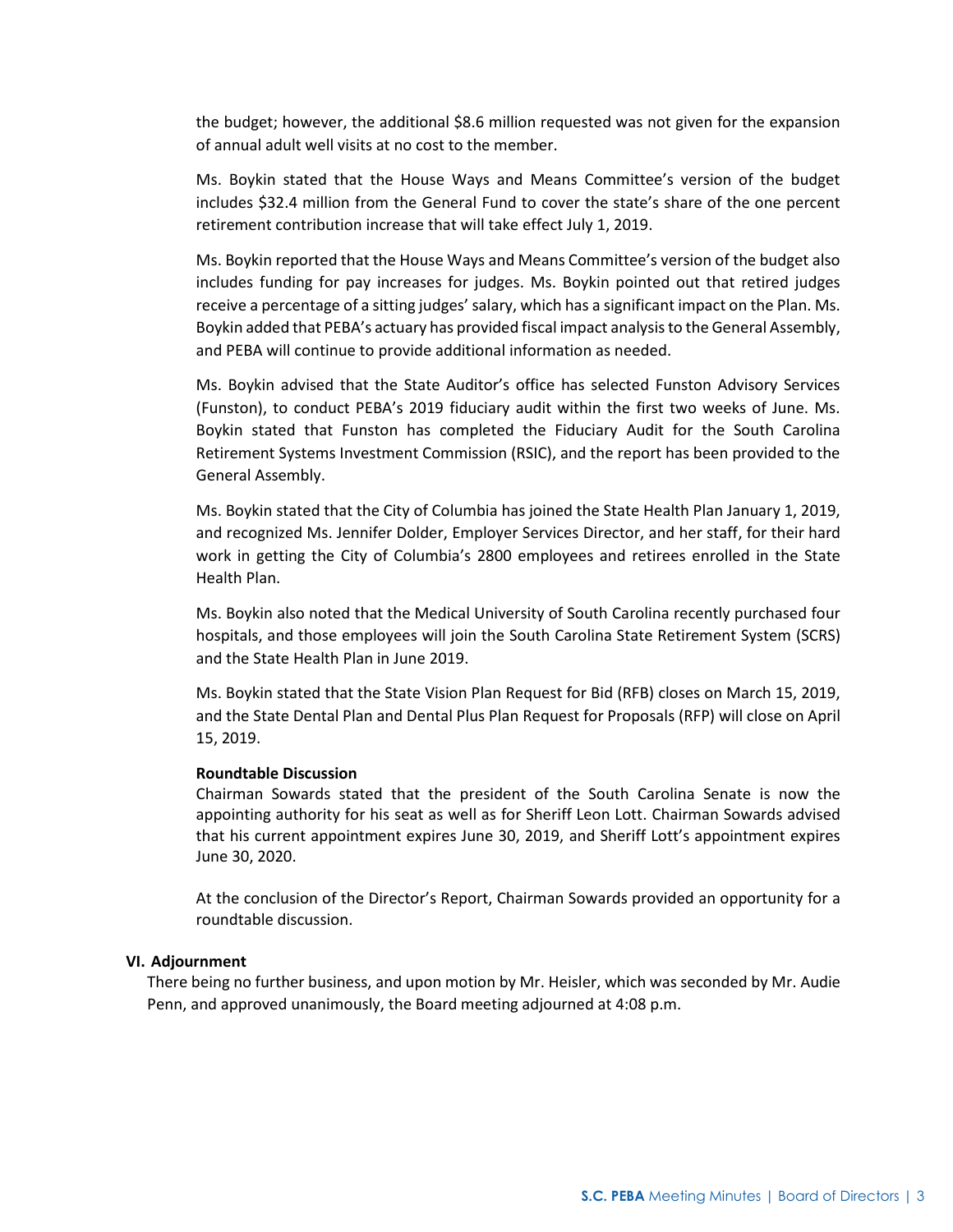the budget; however, the additional $8.6 million requested was not given for the expansion of annual adult well visits at no cost to the member.

Ms. Boykin stated that the House Ways and Means Committee's version of the budget includes $32.4 million from the General Fund to cover the state's share of the one percent retirement contribution increase that will take effect July 1, 2019.

Ms. Boykin reported that the House Ways and Means Committee's version of the budget also includes funding for pay increases for judges. Ms. Boykin pointed out that retired judges receive a percentage of a sitting judges' salary, which has a significant impact on the Plan. Ms. Boykin added that PEBA's actuary has provided fiscal impact analysis to the General Assembly, and PEBA will continue to provide additional information as needed.

Ms. Boykin advised that the State Auditor's office has selected Funston Advisory Services (Funston), to conduct PEBA's 2019 fiduciary audit within the first two weeks of June. Ms. Boykin stated that Funston has completed the Fiduciary Audit for the South Carolina Retirement Systems Investment Commission (RSIC), and the report has been provided to the General Assembly.

Ms. Boykin stated that the City of Columbia has joined the State Health Plan January 1, 2019, and recognized Ms. Jennifer Dolder, Employer Services Director, and her staff, for their hard work in getting the City of Columbia's 2800 employees and retirees enrolled in the State Health Plan.

Ms. Boykin also noted that the Medical University of South Carolina recently purchased four hospitals, and those employees will join the South Carolina State Retirement System (SCRS) and the State Health Plan in June 2019.

Ms. Boykin stated that the State Vision Plan Request for Bid (RFB) closes on March 15, 2019, and the State Dental Plan and Dental Plus Plan Request for Proposals (RFP) will close on April 15, 2019.

**Roundtable Discussion**

Chairman Sowards stated that the president of the South Carolina Senate is now the appointing authority for his seat as well as for Sheriff Leon Lott. Chairman Sowards advised that his current appointment expires June 30, 2019, and Sheriff Lott's appointment expires June 30, 2020.

At the conclusion of the Director's Report, Chairman Sowards provided an opportunity for a roundtable discussion.

## VI. Adjournment

There being no further business, and upon motion by Mr. Heisler, which was seconded by Mr. Audie Penn, and approved unanimously, the Board meeting adjourned at 4:08 p.m.